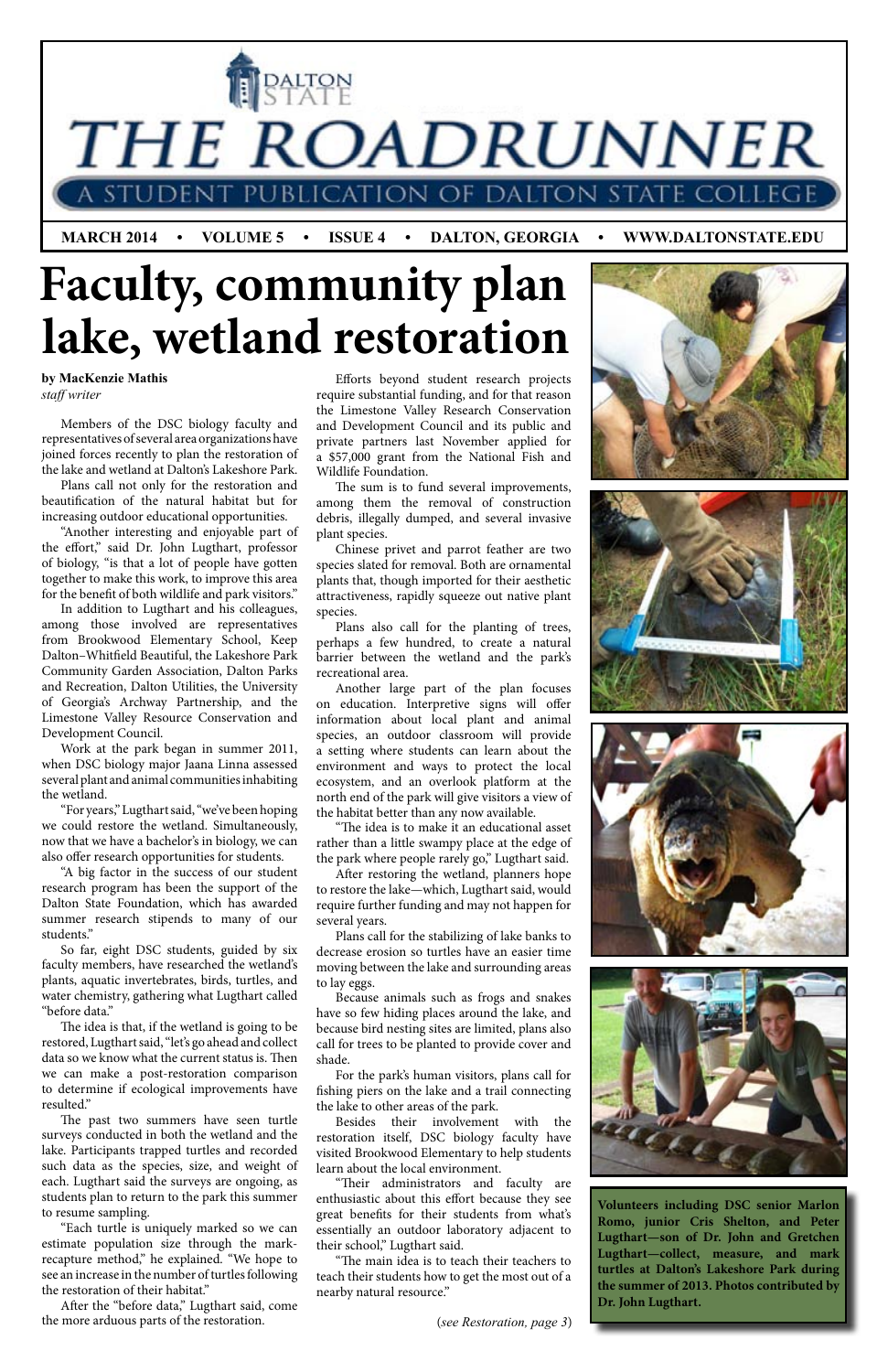# THE ROADRUNNER

A STUDENT PUBLICATION OF DALTON STATE COLLEGE

**MARCH 2014 • VOLUME 5 • ISSUE 4 • DALTON, GEORGIA • WWW.DALTONSTATE.EDU**

# Faculty, community plan lake, wetland restoration

**by MacKenzie Mathis**
*staff writer*

Members of the DSC biology faculty and representatives of several area organizations have joined forces recently to plan the restoration of the lake and wetland at Dalton's Lakeshore Park.

Plans call not only for the restoration and beautification of the natural habitat but for increasing outdoor educational opportunities.

"Another interesting and enjoyable part of the effort," said Dr. John Lugthart, professor of biology, "is that a lot of people have gotten together to make this work, to improve this area for the benefit of both wildlife and park visitors."

In addition to Lugthart and his colleagues, among those involved are representatives from Brookwood Elementary School, Keep Dalton–Whitfield Beautiful, the Lakeshore Park Community Garden Association, Dalton Parks and Recreation, Dalton Utilities, the University of Georgia's Archway Partnership, and the Limestone Valley Resource Conservation and Development Council.

Work at the park began in summer 2011, when DSC biology major Jaana Linna assessed several plant and animal communities inhabiting the wetland.

"For years," Lugthart said, "we've been hoping we could restore the wetland. Simultaneously, now that we have a bachelor's in biology, we can also offer research opportunities for students.

"A big factor in the success of our student research program has been the support of the Dalton State Foundation, which has awarded summer research stipends to many of our students."

So far, eight DSC students, guided by six faculty members, have researched the wetland's plants, aquatic invertebrates, birds, turtles, and water chemistry, gathering what Lugthart called "before data."

The idea is that, if the wetland is going to be restored, Lugthart said, "let's go ahead and collect data so we know what the current status is. Then we can make a post-restoration comparison to determine if ecological improvements have resulted."

The past two summers have seen turtle surveys conducted in both the wetland and the lake. Participants trapped turtles and recorded such data as the species, size, and weight of each. Lugthart said the surveys are ongoing, as students plan to return to the park this summer to resume sampling.

"Each turtle is uniquely marked so we can estimate population size through the mark-recapture method," he explained. "We hope to see an increase in the number of turtles following the restoration of their habitat."

After the "before data," Lugthart said, come the more arduous parts of the restoration.

Efforts beyond student research projects require substantial funding, and for that reason the Limestone Valley Research Conservation and Development Council and its public and private partners last November applied for a $57,000 grant from the National Fish and Wildlife Foundation.

The sum is to fund several improvements, among them the removal of construction debris, illegally dumped, and several invasive plant species.

Chinese privet and parrot feather are two species slated for removal. Both are ornamental plants that, though imported for their aesthetic attractiveness, rapidly squeeze out native plant species.

Plans also call for the planting of trees, perhaps a few hundred, to create a natural barrier between the wetland and the park's recreational area.

Another large part of the plan focuses on education. Interpretive signs will offer information about local plant and animal species, an outdoor classroom will provide a setting where students can learn about the environment and ways to protect the local ecosystem, and an overlook platform at the north end of the park will give visitors a view of the habitat better than any now available.

"The idea is to make it an educational asset rather than a little swampy place at the edge of the park where people rarely go," Lugthart said.

After restoring the wetland, planners hope to restore the lake—which, Lugthart said, would require further funding and may not happen for several years.

Plans call for the stabilizing of lake banks to decrease erosion so turtles have an easier time moving between the lake and surrounding areas to lay eggs.

Because animals such as frogs and snakes have so few hiding places around the lake, and because bird nesting sites are limited, plans also call for trees to be planted to provide cover and shade.

For the park's human visitors, plans call for fishing piers on the lake and a trail connecting the lake to other areas of the park.

Besides their involvement with the restoration itself, DSC biology faculty have visited Brookwood Elementary to help students learn about the local environment.

"Their administrators and faculty are enthusiastic about this effort because they see great benefits for their students from what's essentially an outdoor laboratory adjacent to their school," Lugthart said.

"The main idea is to teach their teachers to teach their students how to get the most out of a nearby natural resource."

(*see Restoration, page 3*)

**Volunteers including DSC senior Marlon Romo, junior Cris Shelton, and Peter Lugthart—son of Dr. John and Gretchen Lugthart—collect, measure, and mark turtles at Dalton's Lakeshore Park during the summer of 2013. Photos contributed by Dr. John Lugthart.**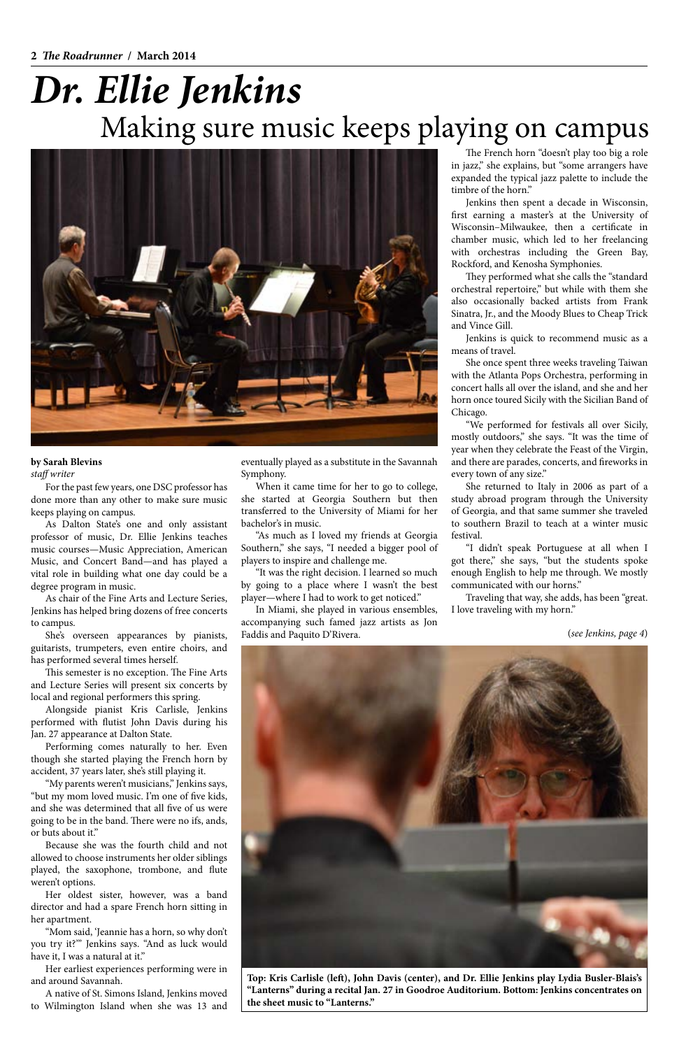# Dr. Ellie Jenkins

## Making sure music keeps playing on campus

**by Sarah Blevins**
*staff writer*

For the past few years, one DSC professor has done more than any other to make sure music keeps playing on campus.

As Dalton State's one and only assistant professor of music, Dr. Ellie Jenkins teaches music courses—Music Appreciation, American Music, and Concert Band—and has played a vital role in building what one day could be a degree program in music.

As chair of the Fine Arts and Lecture Series, Jenkins has helped bring dozens of free concerts to campus.

She's overseen appearances by pianists, guitarists, trumpeters, even entire choirs, and has performed several times herself.

This semester is no exception. The Fine Arts and Lecture Series will present six concerts by local and regional performers this spring.

Alongside pianist Kris Carlisle, Jenkins performed with flutist John Davis during his Jan. 27 appearance at Dalton State.

Performing comes naturally to her. Even though she started playing the French horn by accident, 37 years later, she's still playing it.

"My parents weren't musicians," Jenkins says, "but my mom loved music. I'm one of five kids, and she was determined that all five of us were going to be in the band. There were no ifs, ands, or buts about it."

Because she was the fourth child and not allowed to choose instruments her older siblings played, the saxophone, trombone, and flute weren't options.

Her oldest sister, however, was a band director and had a spare French horn sitting in her apartment.

"Mom said, 'Jeannie has a horn, so why don't you try it?'" Jenkins says. "And as luck would have it, I was a natural at it."

Her earliest experiences performing were in and around Savannah.

A native of St. Simons Island, Jenkins moved to Wilmington Island when she was 13 and eventually played as a substitute in the Savannah Symphony.

When it came time for her to go to college, she started at Georgia Southern but then transferred to the University of Miami for her bachelor's in music.

"As much as I loved my friends at Georgia Southern," she says, "I needed a bigger pool of players to inspire and challenge me.

"It was the right decision. I learned so much by going to a place where I wasn't the best player—where I had to work to get noticed."

In Miami, she played in various ensembles, accompanying such famed jazz artists as Jon Faddis and Paquito D'Rivera.

The French horn "doesn't play too big a role in jazz," she explains, but "some arrangers have expanded the typical jazz palette to include the timbre of the horn."

Jenkins then spent a decade in Wisconsin, first earning a master's at the University of Wisconsin–Milwaukee, then a certificate in chamber music, which led to her freelancing with orchestras including the Green Bay, Rockford, and Kenosha Symphonies.

They performed what she calls the "standard orchestral repertoire," but while with them she also occasionally backed artists from Frank Sinatra, Jr., and the Moody Blues to Cheap Trick and Vince Gill.

Jenkins is quick to recommend music as a means of travel.

She once spent three weeks traveling Taiwan with the Atlanta Pops Orchestra, performing in concert halls all over the island, and she and her horn once toured Sicily with the Sicilian Band of Chicago.

"We performed for festivals all over Sicily, mostly outdoors," she says. "It was the time of year when they celebrate the Feast of the Virgin, and there are parades, concerts, and fireworks in every town of any size."

She returned to Italy in 2006 as part of a study abroad program through the University of Georgia, and that same summer she traveled to southern Brazil to teach at a winter music festival.

"I didn't speak Portuguese at all when I got there," she says, "but the students spoke enough English to help me through. We mostly communicated with our horns."

Traveling that way, she adds, has been "great. I love traveling with my horn."

(*see Jenkins, page 4*)

**Top: Kris Carlisle (left), John Davis (center), and Dr. Ellie Jenkins play Lydia Busler-Blais's "Lanterns" during a recital Jan. 27 in Goodroe Auditorium. Bottom: Jenkins concentrates on the sheet music to "Lanterns."**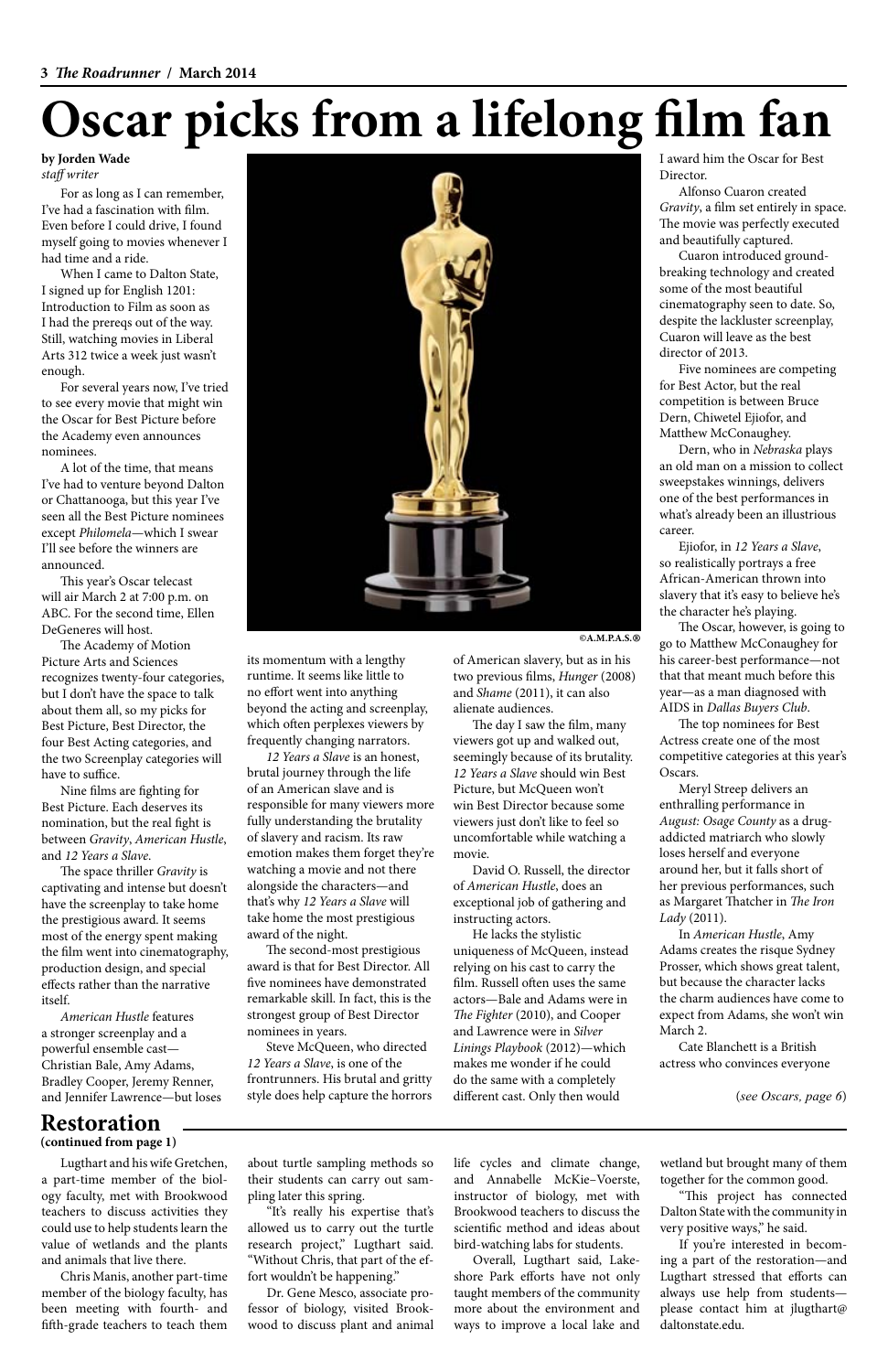# Oscar picks from a lifelong film fan

**by Jorden Wade**
*staff writer*

For as long as I can remember, I've had a fascination with film. Even before I could drive, I found myself going to movies whenever I had time and a ride.

When I came to Dalton State, I signed up for English 1201: Introduction to Film as soon as I had the prereqs out of the way. Still, watching movies in Liberal Arts 312 twice a week just wasn't enough.

For several years now, I've tried to see every movie that might win the Oscar for Best Picture before the Academy even announces nominees.

A lot of the time, that means I've had to venture beyond Dalton or Chattanooga, but this year I've seen all the Best Picture nominees except *Philomela*—which I swear I'll see before the winners are announced.

This year's Oscar telecast will air March 2 at 7:00 p.m. on ABC. For the second time, Ellen DeGeneres will host.

The Academy of Motion Picture Arts and Sciences recognizes twenty-four categories, but I don't have the space to talk about them all, so my picks for Best Picture, Best Director, the four Best Acting categories, and the two Screenplay categories will have to suffice.

Nine films are fighting for Best Picture. Each deserves its nomination, but the real fight is between *Gravity*, *American Hustle*, and *12 Years a Slave*.

The space thriller *Gravity* is captivating and intense but doesn't have the screenplay to take home the prestigious award. It seems most of the energy spent making the film went into cinematography, production design, and special effects rather than the narrative itself.

*American Hustle* features a stronger screenplay and a powerful ensemble cast—Christian Bale, Amy Adams, Bradley Cooper, Jeremy Renner, and Jennifer Lawrence—but loses its momentum with a lengthy runtime. It seems like little to no effort went into anything beyond the acting and screenplay, which often perplexes viewers by frequently changing narrators.

©A.M.P.A.S.®

*12 Years a Slave* is an honest, brutal journey through the life of an American slave and is responsible for many viewers more fully understanding the brutality of slavery and racism. Its raw emotion makes them forget they're watching a movie and not there alongside the characters—and that's why *12 Years a Slave* will take home the most prestigious award of the night.

The second-most prestigious award is that for Best Director. All five nominees have demonstrated remarkable skill. In fact, this is the strongest group of Best Director nominees in years.

Steve McQueen, who directed *12 Years a Slave*, is one of the frontrunners. His brutal and gritty style does help capture the horrors of American slavery, but as in his two previous films, *Hunger* (2008) and *Shame* (2011), it can also alienate audiences.

The day I saw the film, many viewers got up and walked out, seemingly because of its brutality. *12 Years a Slave* should win Best Picture, but McQueen won't win Best Director because some viewers just don't like to feel so uncomfortable while watching a movie.

David O. Russell, the director of *American Hustle*, does an exceptional job of gathering and instructing actors.

He lacks the stylistic uniqueness of McQueen, instead relying on his cast to carry the film. Russell often uses the same actors—Bale and Adams were in *The Fighter* (2010), and Cooper and Lawrence were in *Silver Linings Playbook* (2012)—which makes me wonder if he could do the same with a completely different cast. Only then would I award him the Oscar for Best Director.

Alfonso Cuaron created *Gravity*, a film set entirely in space. The movie was perfectly executed and beautifully captured.

Cuaron introduced ground-breaking technology and created some of the most beautiful cinematography seen to date. So, despite the lackluster screenplay, Cuaron will leave as the best director of 2013.

Five nominees are competing for Best Actor, but the real competition is between Bruce Dern, Chiwetel Ejiofor, and Matthew McConaughey.

Dern, who in *Nebraska* plays an old man on a mission to collect sweepstakes winnings, delivers one of the best performances in what's already been an illustrious career.

Ejiofor, in *12 Years a Slave*, so realistically portrays a free African-American thrown into slavery that it's easy to believe he's the character he's playing.

The Oscar, however, is going to go to Matthew McConaughey for his career-best performance—not that that meant much before this year—as a man diagnosed with AIDS in *Dallas Buyers Club*.

The top nominees for Best Actress create one of the most competitive categories at this year's Oscars.

Meryl Streep delivers an enthralling performance in *August: Osage County* as a drug-addicted matriarch who slowly loses herself and everyone around her, but it falls short of her previous performances, such as Margaret Thatcher in *The Iron Lady* (2011).

In *American Hustle*, Amy Adams creates the risque Sydney Prosser, which shows great talent, but because the character lacks the charm audiences have come to expect from Adams, she won't win March 2.

Cate Blanchett is a British actress who convinces everyone

(*see Oscars, page 6*)

## Restoration

**(continued from page 1)**

Lugthart and his wife Gretchen, a part-time member of the biology faculty, met with Brookwood teachers to discuss activities they could use to help students learn the value of wetlands and the plants and animals that live there.

Chris Manis, another part-time member of the biology faculty, has been meeting with fourth- and fifth-grade teachers to teach them about turtle sampling methods so their students can carry out sampling later this spring.

"It's really his expertise that's allowed us to carry out the turtle research project," Lugthart said. "Without Chris, that part of the effort wouldn't be happening."

Dr. Gene Mesco, associate professor of biology, visited Brookwood to discuss plant and animal life cycles and climate change, and Annabelle McKie–Voerste, instructor of biology, met with Brookwood teachers to discuss the scientific method and ideas about bird-watching labs for students.

Overall, Lugthart said, Lakeshore Park efforts have not only taught members of the community more about the environment and ways to improve a local lake and wetland but brought many of them together for the common good.

"This project has connected Dalton State with the community in very positive ways," he said.

If you're interested in becoming a part of the restoration—and Lugthart stressed that efforts can always use help from students—please contact him at jlugthart@daltonstate.edu.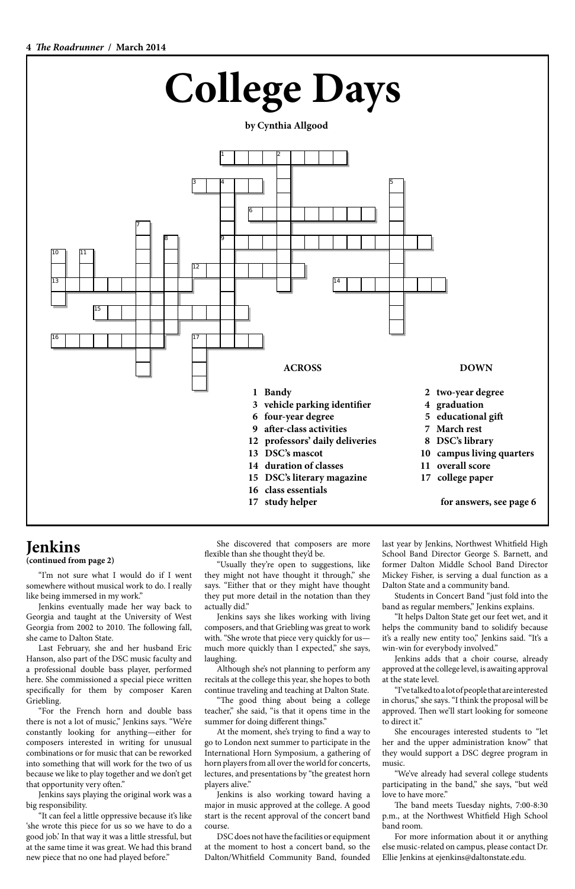# College Days

**by Cynthia Allgood**

### ACROSS

- **1** Bandy
- **3** vehicle parking identifier
- **6** four-year degree
- **9** after-class activities
- **12** professors' daily deliveries
- **13** DSC's mascot
- **14** duration of classes
- **15** DSC's literary magazine
- **16** class essentials
- **17** study helper

### DOWN

- **2** two-year degree
- **4** graduation
- **5** educational gift
- **7** March rest
- **8** DSC's library
- **10** campus living quarters
- **11** overall score
- **17** college paper

**for answers, see page 6**

## Jenkins

**(continued from page 2)**

"I'm not sure what I would do if I went somewhere without musical work to do. I really like being immersed in my work."

Jenkins eventually made her way back to Georgia and taught at the University of West Georgia from 2002 to 2010. The following fall, she came to Dalton State.

Last February, she and her husband Eric Hanson, also part of the DSC music faculty and a professional double bass player, performed here. She commissioned a special piece written specifically for them by composer Karen Griebling.

"For the French horn and double bass there is not a lot of music," Jenkins says. "We're constantly looking for anything—either for composers interested in writing for unusual combinations or for music that can be reworked into something that will work for the two of us because we like to play together and we don't get that opportunity very often."

Jenkins says playing the original work was a big responsibility.

"It can feel a little oppressive because it's like 'she wrote this piece for us so we have to do a good job.' In that way it was a little stressful, but at the same time it was great. We had this brand new piece that no one had played before."

She discovered that composers are more flexible than she thought they'd be.

"Usually they're open to suggestions, like they might not have thought it through," she says. "Either that or they might have thought they put more detail in the notation than they actually did."

Jenkins says she likes working with living composers, and that Griebling was great to work with. "She wrote that piece very quickly for us—much more quickly than I expected," she says, laughing.

Although she's not planning to perform any recitals at the college this year, she hopes to both continue traveling and teaching at Dalton State.

"The good thing about being a college teacher," she said, "is that it opens time in the summer for doing different things."

At the moment, she's trying to find a way to go to London next summer to participate in the International Horn Symposium, a gathering of horn players from all over the world for concerts, lectures, and presentations by "the greatest horn players alive."

Jenkins is also working toward having a major in music approved at the college. A good start is the recent approval of the concert band course.

DSC does not have the facilities or equipment at the moment to host a concert band, so the Dalton/Whitfield Community Band, founded last year by Jenkins, Northwest Whitfield High School Band Director George S. Barnett, and former Dalton Middle School Band Director Mickey Fisher, is serving a dual function as a Dalton State and a community band.

Students in Concert Band "just fold into the band as regular members," Jenkins explains.

"It helps Dalton State get our feet wet, and it helps the community band to solidify because it's a really new entity too," Jenkins said. "It's a win-win for everybody involved."

Jenkins adds that a choir course, already approved at the college level, is awaiting approval at the state level.

"I've talked to a lot of people that are interested in chorus," she says. "I think the proposal will be approved. Then we'll start looking for someone to direct it."

She encourages interested students to "let her and the upper administration know" that they would support a DSC degree program in music.

"We've already had several college students participating in the band," she says, "but we'd love to have more."

The band meets Tuesday nights, 7:00-8:30 p.m., at the Northwest Whitfield High School band room.

For more information about it or anything else music-related on campus, please contact Dr. Ellie Jenkins at ejenkins@daltonstate.edu.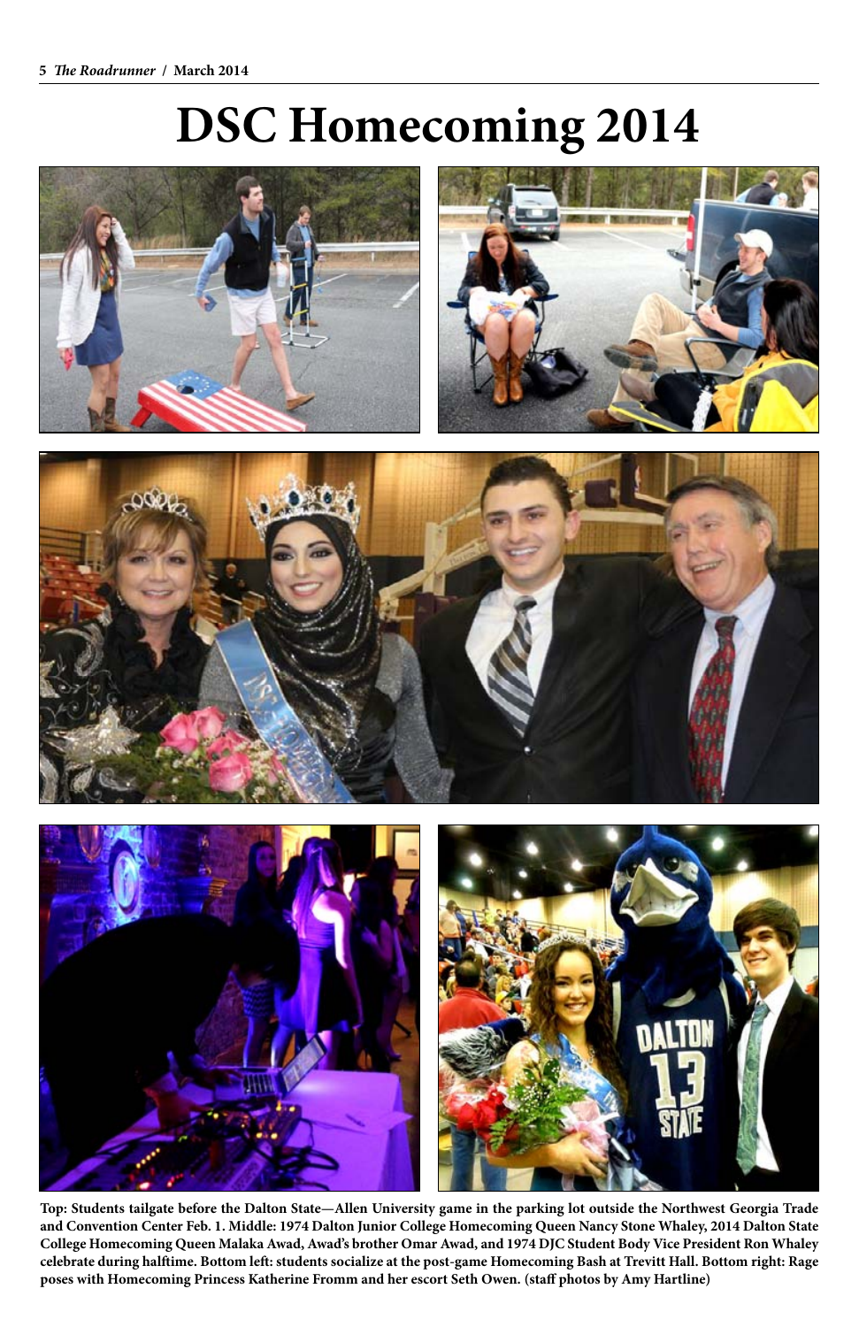# DSC Homecoming 2014

**Top: Students tailgate before the Dalton State—Allen University game in the parking lot outside the Northwest Georgia Trade and Convention Center Feb. 1. Middle: 1974 Dalton Junior College Homecoming Queen Nancy Stone Whaley, 2014 Dalton State College Homecoming Queen Malaka Awad, Awad's brother Omar Awad, and 1974 DJC Student Body Vice President Ron Whaley celebrate during halftime. Bottom left: students socialize at the post-game Homecoming Bash at Trevitt Hall. Bottom right: Rage poses with Homecoming Princess Katherine Fromm and her escort Seth Owen. (staff photos by Amy Hartline)**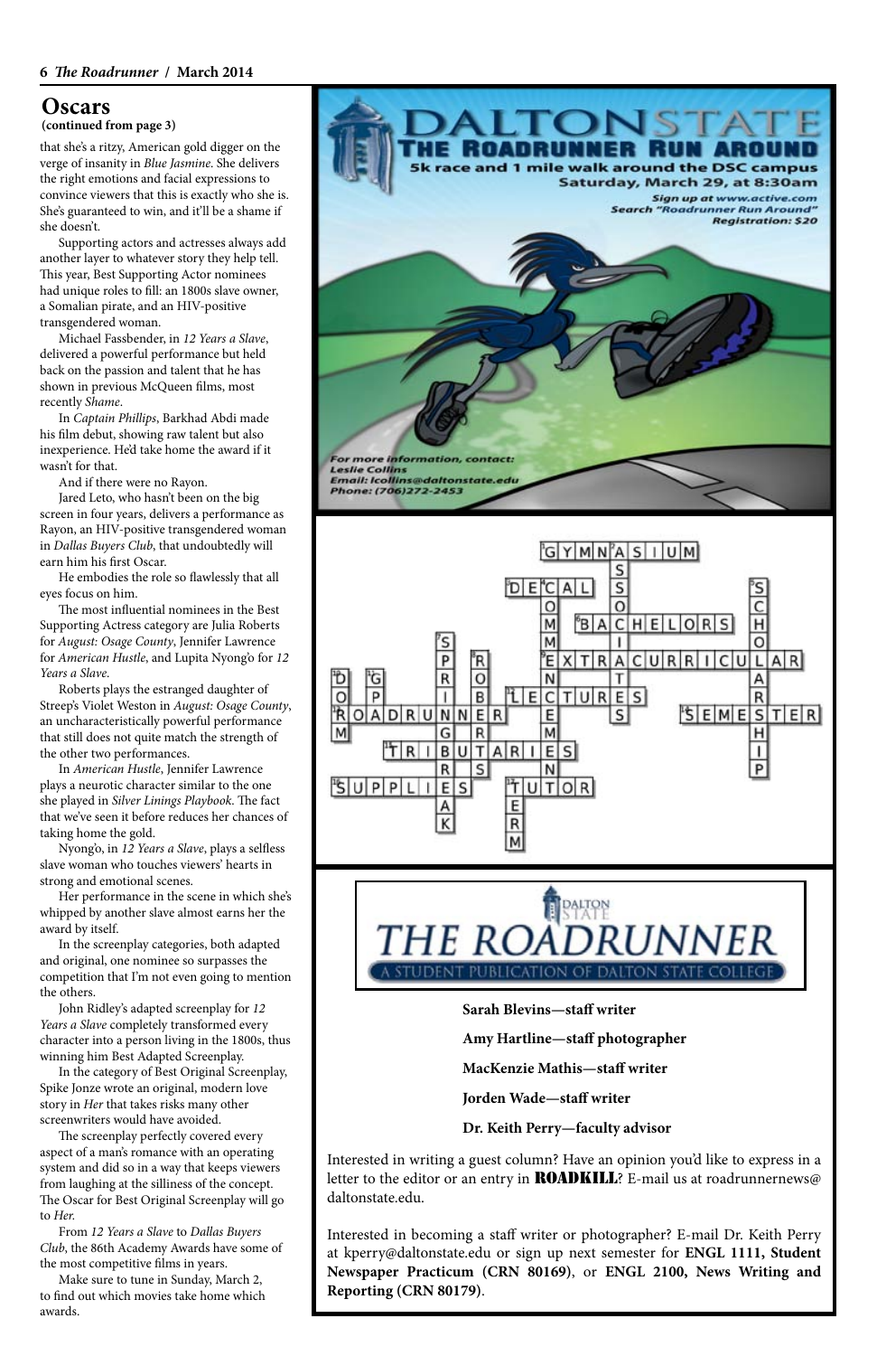## Oscars

**(continued from page 3)**

that she's a ritzy, American gold digger on the verge of insanity in *Blue Jasmine*. She delivers the right emotions and facial expressions to convince viewers that this is exactly who she is. She's guaranteed to win, and it'll be a shame if she doesn't.

Supporting actors and actresses always add another layer to whatever story they help tell. This year, Best Supporting Actor nominees had unique roles to fill: an 1800s slave owner, a Somalian pirate, and an HIV-positive transgendered woman.

Michael Fassbender, in *12 Years a Slave*, delivered a powerful performance but held back on the passion and talent that he has shown in previous McQueen films, most recently *Shame*.

In *Captain Phillips*, Barkhad Abdi made his film debut, showing raw talent but also inexperience. He'd take home the award if it wasn't for that.

And if there were no Rayon.

Jared Leto, who hasn't been on the big screen in four years, delivers a performance as Rayon, an HIV-positive transgendered woman in *Dallas Buyers Club*, that undoubtedly will earn him his first Oscar.

He embodies the role so flawlessly that all eyes focus on him.

The most influential nominees in the Best Supporting Actress category are Julia Roberts for *August: Osage County*, Jennifer Lawrence for *American Hustle*, and Lupita Nyong'o for *12 Years a Slave*.

Roberts plays the estranged daughter of Streep's Violet Weston in *August: Osage County*, an uncharacteristically powerful performance that still does not quite match the strength of the other two performances.

In *American Hustle*, Jennifer Lawrence plays a neurotic character similar to the one she played in *Silver Linings Playbook*. The fact that we've seen it before reduces her chances of taking home the gold.

Nyong'o, in *12 Years a Slave*, plays a selfless slave woman who touches viewers' hearts in strong and emotional scenes.

Her performance in the scene in which she's whipped by another slave almost earns her the award by itself.

In the screenplay categories, both adapted and original, one nominee so surpasses the competition that I'm not even going to mention the others.

John Ridley's adapted screenplay for *12 Years a Slave* completely transformed every character into a person living in the 1800s, thus winning him Best Adapted Screenplay.

In the category of Best Original Screenplay, Spike Jonze wrote an original, modern love story in *Her* that takes risks many other screenwriters would have avoided.

The screenplay perfectly covered every aspect of a man's romance with an operating system and did so in a way that keeps viewers from laughing at the silliness of the concept. The Oscar for Best Original Screenplay will go to *Her*.

From *12 Years a Slave* to *Dallas Buyers Club*, the 86th Academy Awards have some of the most competitive films in years.

Make sure to tune in Sunday, March 2, to find out which movies take home which awards.

---

# DALTON STATE
## THE ROADRUNNER RUN AROUND

**5k race and 1 mile walk around the DSC campus**
**Saturday, March 29, at 8:30am**

*Sign up at www.active.com*
*Search "Roadrunner Run Around"*
*Registration: $20*

*For more information, contact:*
*Leslie Collins*
*Email: lcollins@daltonstate.edu*
*Phone: (706)272-2453*

---

**Crossword answers:** 1 GYMNASIUM, 2 ASSOCIATES, 3 DECAL, 4 COMMENCEMENT, 5 SCHOLARSHIP, 6 BACHELORS, 7 SPRINGBREAK, 8 ROBBERS, 9 EXTRACURRICULAR, 10 DORM, 11 GPA, 12 LECTURES, 13 ROADRUNNER, 14 SEMESTER, 15 TRIBUTARIES, 16 SUPPLIES, 17 TUTOR, TERM

---

# THE ROADRUNNER
DALTON STATE — A STUDENT PUBLICATION OF DALTON STATE COLLEGE

**Sarah Blevins—staff writer**

**Amy Hartline—staff photographer**

**MacKenzie Mathis—staff writer**

**Jorden Wade—staff writer**

**Dr. Keith Perry—faculty advisor**

Interested in writing a guest column? Have an opinion you'd like to express in a letter to the editor or an entry in **ROADKILL**? E-mail us at roadrunnernews@daltonstate.edu.

Interested in becoming a staff writer or photographer? E-mail Dr. Keith Perry at kperry@daltonstate.edu or sign up next semester for **ENGL 1111, Student Newspaper Practicum (CRN 80169)**, or **ENGL 2100, News Writing and Reporting (CRN 80179)**.